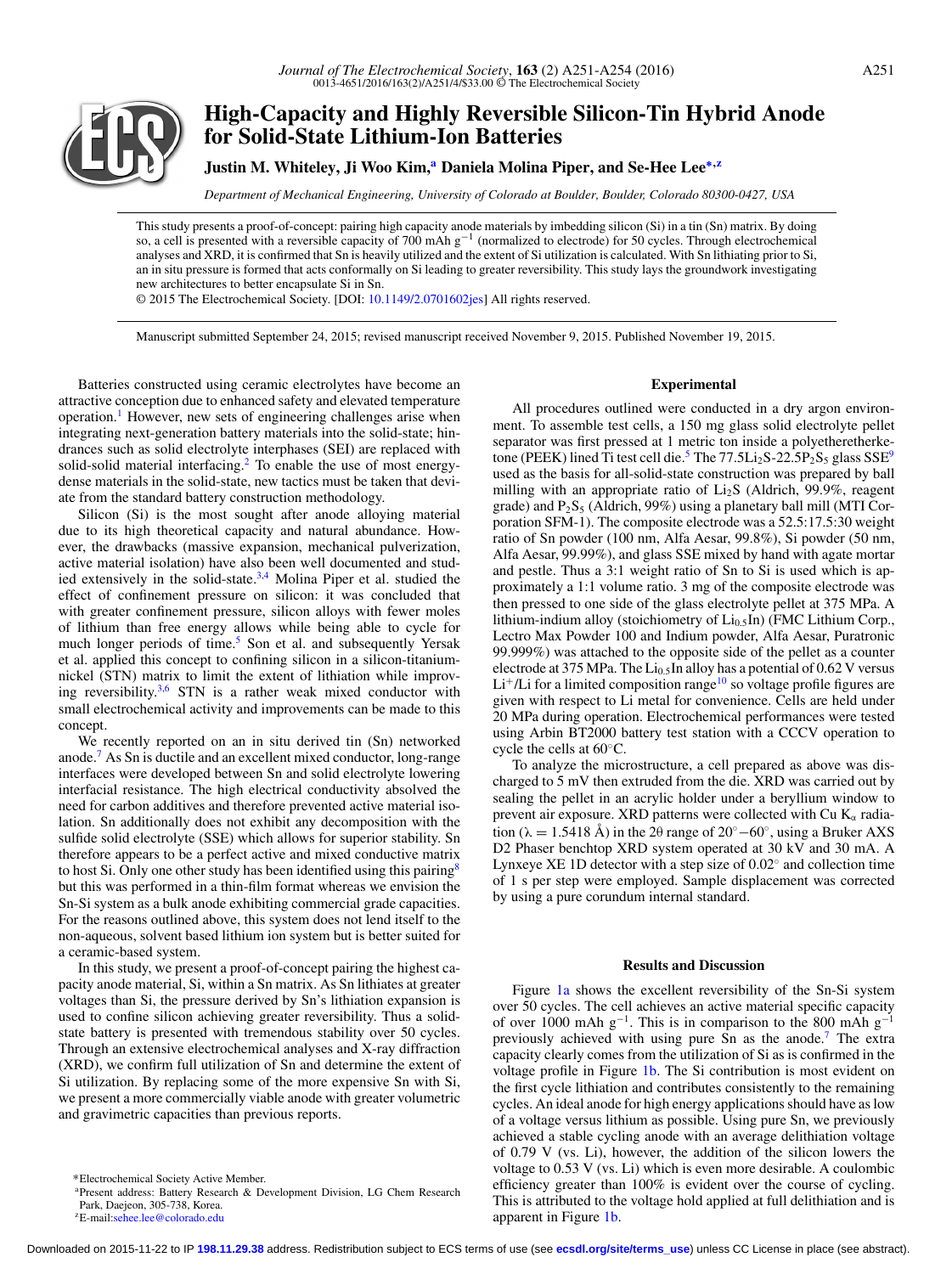# High-Capacity and Highly Reversible Silicon-Tin Hybrid Anode for Solid-State Lithium-Ion Batteries

**Justin M. Whiteley, Ji Woo Kim,[a] Daniela Molina Piper, and Se-Hee Lee[*,z]**

*Department of Mechanical Engineering, University of Colorado at Boulder, Boulder, Colorado 80300-0427, USA*

This study presents a proof-of-concept: pairing high capacity anode materials by imbedding silicon (Si) in a tin (Sn) matrix. By doing so, a cell is presented with a reversible capacity of 700 mAh $g^{-1}$ (normalized to electrode) for 50 cycles. Through electrochemical analyses and XRD, it is confirmed that Sn is heavily utilized and the extent of Si utilization is calculated. With Sn lithiating prior to Si, an in situ pressure is formed that acts conformally on Si leading to greater reversibility. This study lays the groundwork investigating new architectures to better encapsulate Si in Sn.

© 2015 The Electrochemical Society. [DOI: 10.1149/2.0701602jes] All rights reserved.

Manuscript submitted September 24, 2015; revised manuscript received November 9, 2015. Published November 19, 2015.

Batteries constructed using ceramic electrolytes have become an attractive conception due to enhanced safety and elevated temperature operation.[1] However, new sets of engineering challenges arise when integrating next-generation battery materials into the solid-state; hindrances such as solid electrolyte interphases (SEI) are replaced with solid-solid material interfacing.[2] To enable the use of most energy-dense materials in the solid-state, new tactics must be taken that deviate from the standard battery construction methodology.

Silicon (Si) is the most sought after anode alloying material due to its high theoretical capacity and natural abundance. However, the drawbacks (massive expansion, mechanical pulverization, active material isolation) have also been well documented and studied extensively in the solid-state.[3,4] Molina Piper et al. studied the effect of confinement pressure on silicon: it was concluded that with greater confinement pressure, silicon alloys with fewer moles of lithium than free energy allows while being able to cycle for much longer periods of time.[5] Son et al. and subsequently Yersak et al. applied this concept to confining silicon in a silicon-titanium-nickel (STN) matrix to limit the extent of lithiation while improving reversibility.[3,6] STN is a rather weak mixed conductor with small electrochemical activity and improvements can be made to this concept.

We recently reported on an in situ derived tin (Sn) networked anode.[7] As Sn is ductile and an excellent mixed conductor, long-range interfaces were developed between Sn and solid electrolyte lowering interfacial resistance. The high electrical conductivity absolved the need for carbon additives and therefore prevented active material isolation. Sn additionally does not exhibit any decomposition with the sulfide solid electrolyte (SSE) which allows for superior stability. Sn therefore appears to be a perfect active and mixed conductive matrix to host Si. Only one other study has been identified using this pairing[8] but this was performed in a thin-film format whereas we envision the Sn-Si system as a bulk anode exhibiting commercial grade capacities. For the reasons outlined above, this system does not lend itself to the non-aqueous, solvent based lithium ion system but is better suited for a ceramic-based system.

In this study, we present a proof-of-concept pairing the highest capacity anode material, Si, within a Sn matrix. As Sn lithiates at greater voltages than Si, the pressure derived by Sn's lithiation expansion is used to confine silicon achieving greater reversibility. Thus a solid-state battery is presented with tremendous stability over 50 cycles. Through an extensive electrochemical analyses and X-ray diffraction (XRD), we confirm full utilization of Sn and determine the extent of Si utilization. By replacing some of the more expensive Sn with Si, we present a more commercially viable anode with greater volumetric and gravimetric capacities than previous reports.

## Experimental

All procedures outlined were conducted in a dry argon environment. To assemble test cells, a 150 mg glass solid electrolyte pellet separator was first pressed at 1 metric ton inside a polyetheretherketone (PEEK) lined Ti test cell die.[5] The $77.5Li_2S$-$22.5P_2S_5$ glass SSE[9] used as the basis for all-solid-state construction was prepared by ball milling with an appropriate ratio of $Li_2S$ (Aldrich, 99.9%, reagent grade) and $P_2S_5$ (Aldrich, 99%) using a planetary ball mill (MTI Corporation SFM-1). The composite electrode was a 52.5:17.5:30 weight ratio of Sn powder (100 nm, Alfa Aesar, 99.8%), Si powder (50 nm, Alfa Aesar, 99.99%), and glass SSE mixed by hand with agate mortar and pestle. Thus a 3:1 weight ratio of Sn to Si is used which is approximately a 1:1 volume ratio. 3 mg of the composite electrode was then pressed to one side of the glass electrolyte pellet at 375 MPa. A lithium-indium alloy (stoichiometry of $Li_{0.5}In$) (FMC Lithium Corp., Lectro Max Powder 100 and Indium powder, Alfa Aesar, Puratronic 99.999%) was attached to the opposite side of the pellet as a counter electrode at 375 MPa. The $Li_{0.5}In$ alloy has a potential of 0.62 V versus $Li^+$/Li for a limited composition range[10] so voltage profile figures are given with respect to Li metal for convenience. Cells are held under 20 MPa during operation. Electrochemical performances were tested using Arbin BT2000 battery test station with a CCCV operation to cycle the cells at 60°C.

To analyze the microstructure, a cell prepared as above was discharged to 5 mV then extruded from the die. XRD was carried out by sealing the pellet in an acrylic holder under a beryllium window to prevent air exposure. XRD patterns were collected with Cu $K_\alpha$ radiation ($\lambda = 1.5418$ Å) in the 2θ range of 20°−60°, using a Bruker AXS D2 Phaser benchtop XRD system operated at 30 kV and 30 mA. A Lynxeye XE 1D detector with a step size of 0.02° and collection time of 1 s per step were employed. Sample displacement was corrected by using a pure corundum internal standard.

## Results and Discussion

Figure 1a shows the excellent reversibility of the Sn-Si system over 50 cycles. The cell achieves an active material specific capacity of over 1000 mAh $g^{-1}$. This is in comparison to the 800 mAh $g^{-1}$ previously achieved with using pure Sn as the anode.[7] The extra capacity clearly comes from the utilization of Si as is confirmed in the voltage profile in Figure 1b. The Si contribution is most evident on the first cycle lithiation and contributes consistently to the remaining cycles. An ideal anode for high energy applications should have as low of a voltage versus lithium as possible. Using pure Sn, we previously achieved a stable cycling anode with an average delithiation voltage of 0.79 V (vs. Li), however, the addition of the silicon lowers the voltage to 0.53 V (vs. Li) which is even more desirable. A coulombic efficiency greater than 100% is evident over the course of cycling. This is attributed to the voltage hold applied at full delithiation and is apparent in Figure 1b.

*Electrochemical Society Active Member.

[a]Present address: Battery Research & Development Division, LG Chem Research Park, Daejeon, 305-738, Korea.

[z]E-mail: sehee.lee@colorado.edu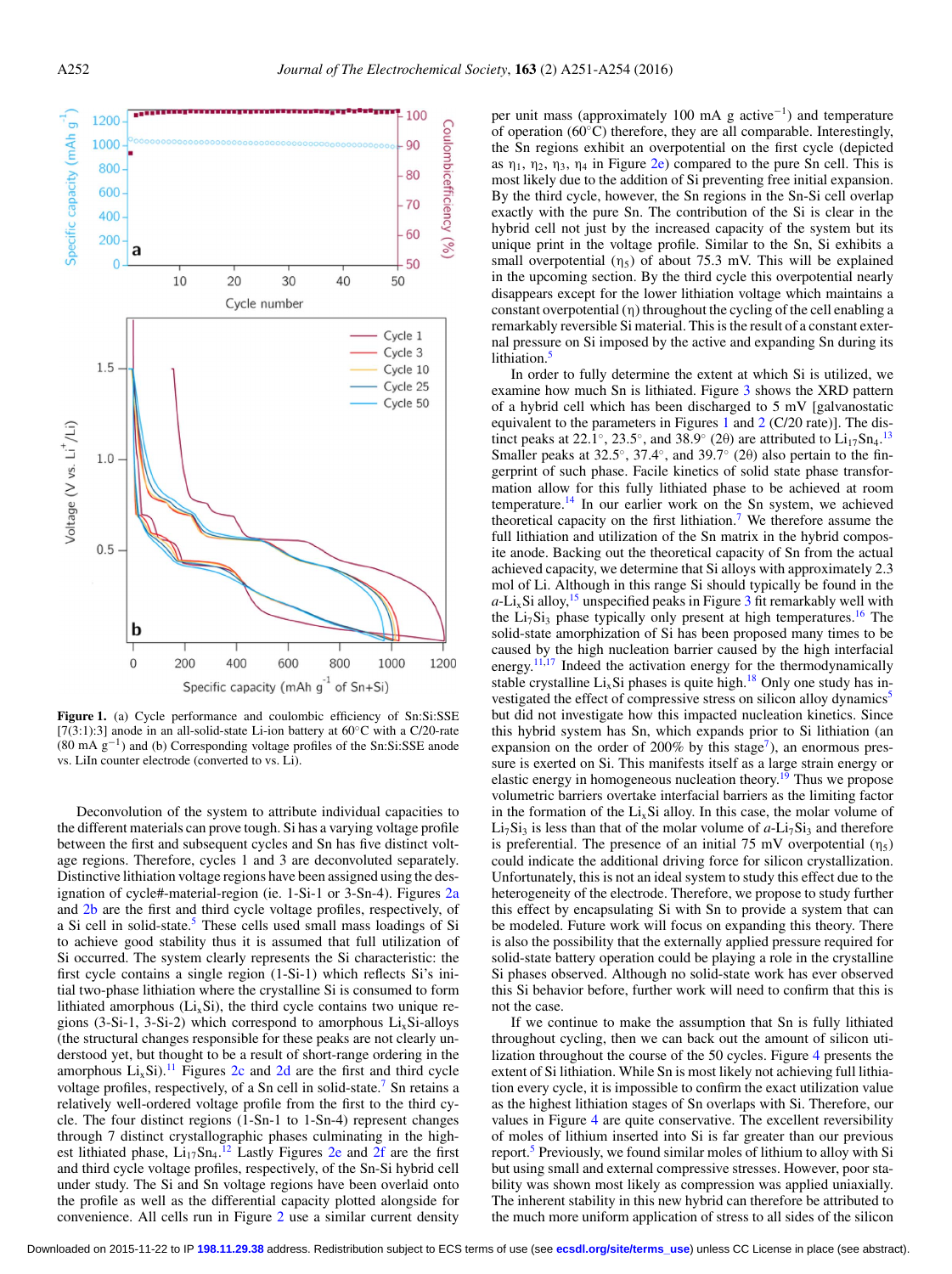**Figure 1.** (a) Cycle performance and coulombic efficiency of Sn:Si:SSE [7(3:1):3] anode in an all-solid-state Li-ion battery at 60°C with a C/20-rate (80 mA $g^{-1}$) and (b) Corresponding voltage profiles of the Sn:Si:SSE anode vs. LiIn counter electrode (converted to vs. Li).

Deconvolution of the system to attribute individual capacities to the different materials can prove tough. Si has a varying voltage profile between the first and subsequent cycles and Sn has five distinct voltage regions. Therefore, cycles 1 and 3 are deconvoluted separately. Distinctive lithiation voltage regions have been assigned using the designation of cycle#-material-region (ie. 1-Si-1 or 3-Sn-4). Figures 2a and 2b are the first and third cycle voltage profiles, respectively, of a Si cell in solid-state.[5] These cells used small mass loadings of Si to achieve good stability thus it is assumed that full utilization of Si occurred. The system clearly represents the Si characteristic: the first cycle contains a single region (1-Si-1) which reflects Si's initial two-phase lithiation where the crystalline Si is consumed to form lithiated amorphous ($Li_xSi$), the third cycle contains two unique regions (3-Si-1, 3-Si-2) which correspond to amorphous $Li_xSi$-alloys (the structural changes responsible for these peaks are not clearly understood yet, but thought to be a result of short-range ordering in the amorphous $Li_xSi$).[11] Figures 2c and 2d are the first and third cycle voltage profiles, respectively, of a Sn cell in solid-state.[7] Sn retains a relatively well-ordered voltage profile from the first to the third cycle. The four distinct regions (1-Sn-1 to 1-Sn-4) represent changes through 7 distinct crystallographic phases culminating in the highest lithiated phase, $Li_{17}Sn_4$.[12] Lastly Figures 2e and 2f are the first and third cycle voltage profiles, respectively, of the Sn-Si hybrid cell under study. The Si and Sn voltage regions have been overlaid onto the profile as well as the differential capacity plotted alongside for convenience. All cells run in Figure 2 use a similar current density per unit mass (approximately 100 mA g $active^{-1}$) and temperature of operation (60°C) therefore, they are all comparable. Interestingly, the Sn regions exhibit an overpotential on the first cycle (depicted as $\eta_1$, $\eta_2$, $\eta_3$, $\eta_4$ in Figure 2e) compared to the pure Sn cell. This is most likely due to the addition of Si preventing free initial expansion. By the third cycle, however, the Sn regions in the Sn-Si cell overlap exactly with the pure Sn. The contribution of the Si is clear in the hybrid cell not just by the increased capacity of the system but its unique print in the voltage profile. Similar to the Sn, Si exhibits a small overpotential ($\eta_5$) of about 75.3 mV. This will be explained in the upcoming section. By the third cycle this overpotential nearly disappears except for the lower lithiation voltage which maintains a constant overpotential ($\eta$) throughout the cycling of the cell enabling a remarkably reversible Si material. This is the result of a constant external pressure on Si imposed by the active and expanding Sn during its lithiation.[5]

In order to fully determine the extent at which Si is utilized, we examine how much Sn is lithiated. Figure 3 shows the XRD pattern of a hybrid cell which has been discharged to 5 mV [galvanostatic equivalent to the parameters in Figures 1 and 2 (C/20 rate)]. The distinct peaks at 22.1°, 23.5°, and 38.9° (2θ) are attributed to $Li_{17}Sn_4$.[13] Smaller peaks at 32.5°, 37.4°, and 39.7° (2θ) also pertain to the fingerprint of such phase. Facile kinetics of solid state phase transformation allow for this fully lithiated phase to be achieved at room temperature.[14] In our earlier work on the Sn system, we achieved theoretical capacity on the first lithiation.[7] We therefore assume the full lithiation and utilization of the Sn matrix in the hybrid composite anode. Backing out the theoretical capacity of Sn from the actual achieved capacity, we determine that Si alloys with approximately 2.3 mol of Li. Although in this range Si should typically be found in the *a*-$Li_xSi$ alloy,[15] unspecified peaks in Figure 3 fit remarkably well with the $Li_7Si_3$ phase typically only present at high temperatures.[16] The solid-state amorphization of Si has been proposed many times to be caused by the high nucleation barrier caused by the high interfacial energy.[11,17] Indeed the activation energy for the thermodynamically stable crystalline $Li_xSi$ phases is quite high.[18] Only one study has investigated the effect of compressive stress on silicon alloy dynamics[5] but did not investigate how this impacted nucleation kinetics. Since this hybrid system has Sn, which expands prior to Si lithiation (an expansion on the order of 200% by this stage[7]), an enormous pressure is exerted on Si. This manifests itself as a large strain energy or elastic energy in homogeneous nucleation theory.[19] Thus we propose volumetric barriers overtake interfacial barriers as the limiting factor in the formation of the $Li_xSi$ alloy. In this case, the molar volume of $Li_7Si_3$ is less than that of the molar volume of *a*-$Li_7Si_3$ and therefore is preferential. The presence of an initial 75 mV overpotential ($\eta_5$) could indicate the additional driving force for silicon crystallization. Unfortunately, this is not an ideal system to study this effect due to the heterogeneity of the electrode. Therefore, we propose to study further this effect by encapsulating Si with Sn to provide a system that can be modeled. Future work will focus on expanding this theory. There is also the possibility that the externally applied pressure required for solid-state battery operation could be playing a role in the crystalline Si phases observed. Although no solid-state work has ever observed this Si behavior before, further work will need to confirm that this is not the case.

If we continue to make the assumption that Sn is fully lithiated throughout cycling, then we can back out the amount of silicon utilization throughout the course of the 50 cycles. Figure 4 presents the extent of Si lithiation. While Sn is most likely not achieving full lithiation every cycle, it is impossible to confirm the exact utilization value as the highest lithiation stages of Sn overlaps with Si. Therefore, our values in Figure 4 are quite conservative. The excellent reversibility of moles of lithium inserted into Si is far greater than our previous report.[5] Previously, we found similar moles of lithium to alloy with Si but using small and external compressive stresses. However, poor stability was shown most likely as compression was applied uniaxially. The inherent stability in this new hybrid can therefore be attributed to the much more uniform application of stress to all sides of the silicon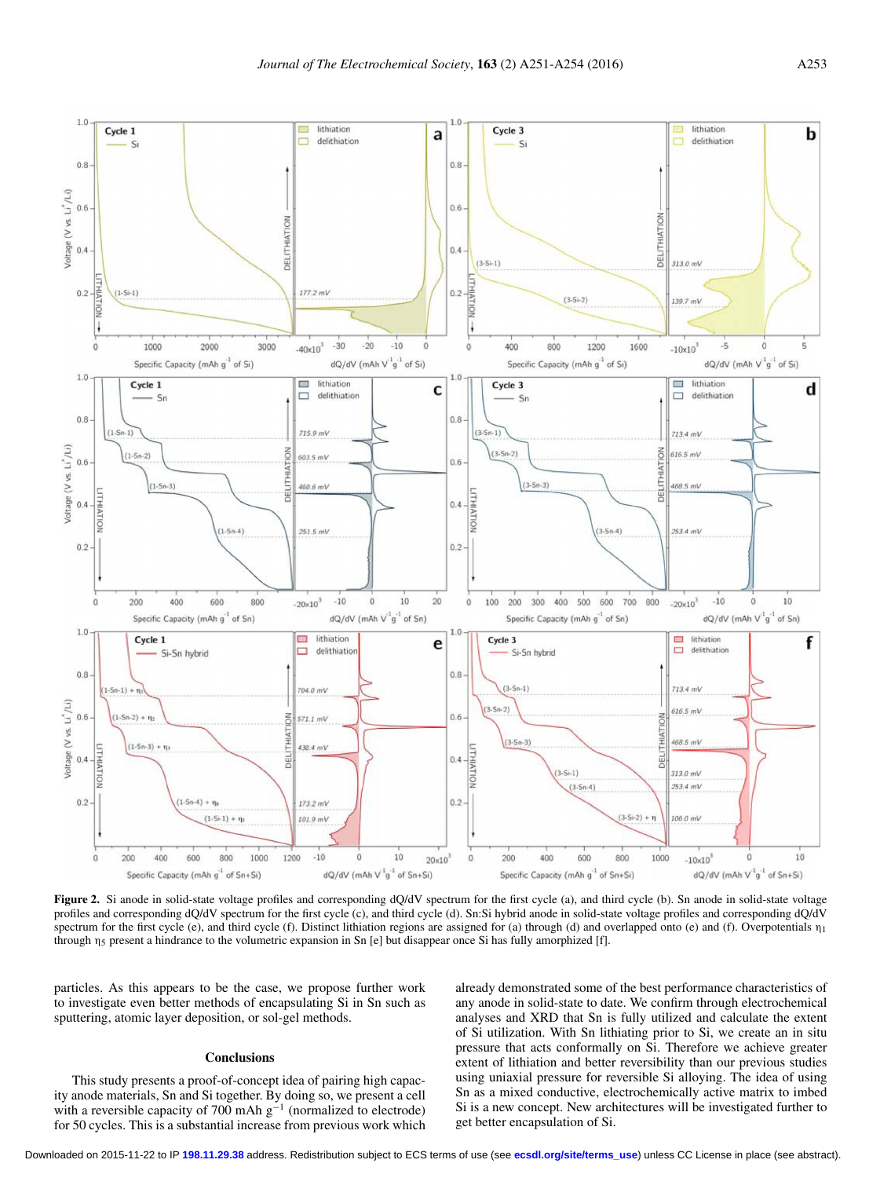**Figure 2.** Si anode in solid-state voltage profiles and corresponding dQ/dV spectrum for the first cycle (a), and third cycle (b). Sn anode in solid-state voltage profiles and corresponding dQ/dV spectrum for the first cycle (c), and third cycle (d). Sn:Si hybrid anode in solid-state voltage profiles and corresponding dQ/dV spectrum for the first cycle (e), and third cycle (f). Distinct lithiation regions are assigned for (a) through (d) and overlapped onto (e) and (f). Overpotentials $\eta_1$ through $\eta_5$ present a hindrance to the volumetric expansion in Sn [e] but disappear once Si has fully amorphized [f].

particles. As this appears to be the case, we propose further work to investigate even better methods of encapsulating Si in Sn such as sputtering, atomic layer deposition, or sol-gel methods.

## Conclusions

This study presents a proof-of-concept idea of pairing high capacity anode materials, Sn and Si together. By doing so, we present a cell with a reversible capacity of 700 mAh $g^{-1}$ (normalized to electrode) for 50 cycles. This is a substantial increase from previous work which already demonstrated some of the best performance characteristics of any anode in solid-state to date. We confirm through electrochemical analyses and XRD that Sn is fully utilized and calculate the extent of Si utilization. With Sn lithiating prior to Si, we create an in situ pressure that acts conformally on Si. Therefore we achieve greater extent of lithiation and better reversibility than our previous studies using uniaxial pressure for reversible Si alloying. The idea of using Sn as a mixed conductive, electrochemically active matrix to imbed Si is a new concept. New architectures will be investigated further to get better encapsulation of Si.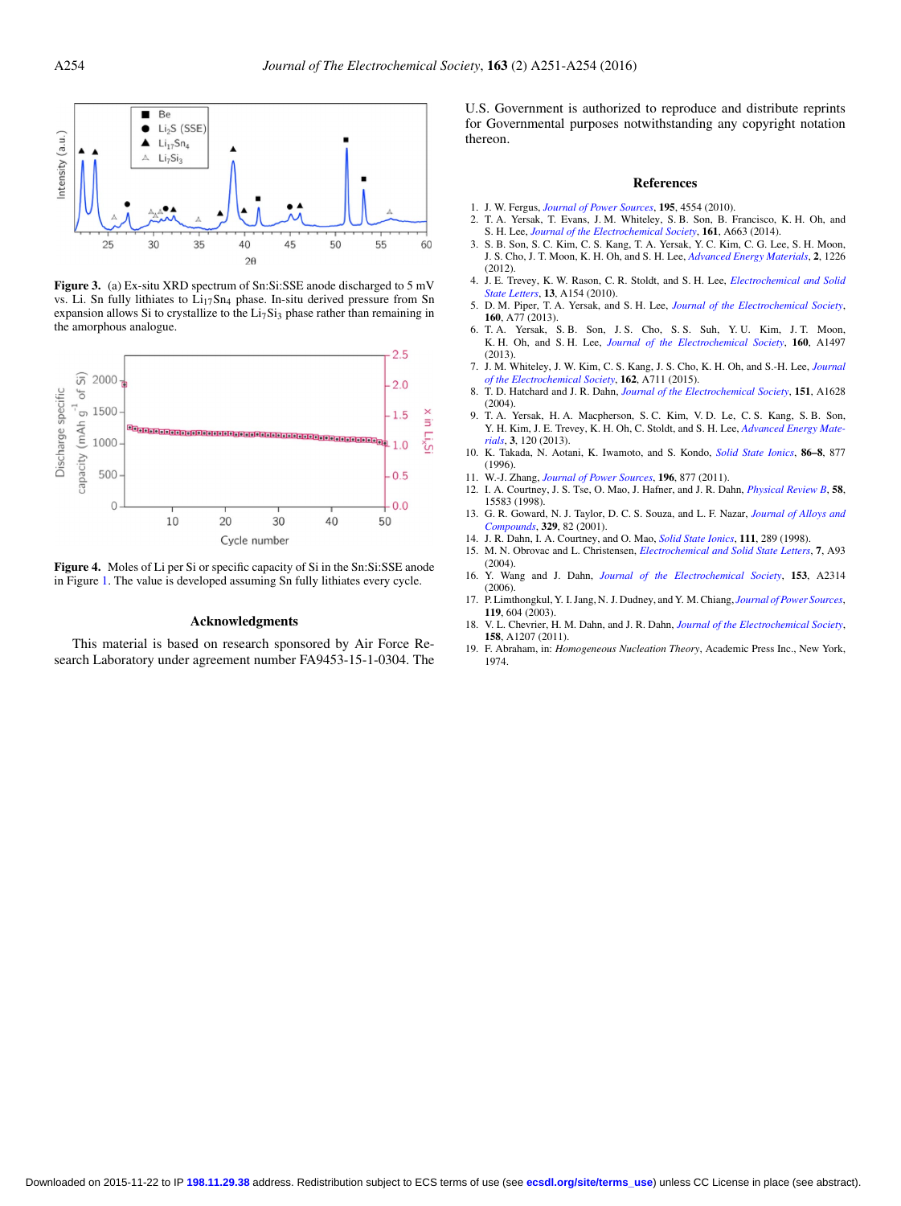Be

$Li_2S$ (SSE)

$Li_{17}Sn_4$

$Li_7Si_3$

Intensity (a.u.)

25 30 35 40 45 50 55 60

2θ

**Figure 3.** (a) Ex-situ XRD spectrum of Sn:Si:SSE anode discharged to 5 mV vs. Li. Sn fully lithiates to $Li_{17}Sn_4$ phase. In-situ derived pressure from Sn expansion allows Si to crystallize to the $Li_7Si_3$ phase rather than remaining in the amorphous analogue.

Discharge specific capacity (mAh g$^{-1}$ of Si)

0 500 1000 1500 2000

x in $Li_xSi$

0.0 0.5 1.0 1.5 2.0 2.5

10 20 30 40 50

Cycle number

**Figure 4.** Moles of Li per Si or specific capacity of Si in the Sn:Si:SSE anode in Figure 1. The value is developed assuming Sn fully lithiates every cycle.

## Acknowledgments

This material is based on research sponsored by Air Force Research Laboratory under agreement number FA9453-15-1-0304. The U.S. Government is authorized to reproduce and distribute reprints for Governmental purposes notwithstanding any copyright notation thereon.

## References

1. J. W. Fergus, *Journal of Power Sources*, **195**, 4554 (2010).
2. T. A. Yersak, T. Evans, J. M. Whiteley, S. B. Son, B. Francisco, K. H. Oh, and S. H. Lee, *Journal of the Electrochemical Society*, **161**, A663 (2014).
3. S. B. Son, S. C. Kim, C. S. Kang, T. A. Yersak, Y. C. Kim, C. G. Lee, S. H. Moon, J. S. Cho, J. T. Moon, K. H. Oh, and S. H. Lee, *Advanced Energy Materials*, **2**, 1226 (2012).
4. J. E. Trevey, K. W. Rason, C. R. Stoldt, and S. H. Lee, *Electrochemical and Solid State Letters*, **13**, A154 (2010).
5. D. M. Piper, T. A. Yersak, and S. H. Lee, *Journal of the Electrochemical Society*, **160**, A77 (2013).
6. T. A. Yersak, S. B. Son, J. S. Cho, S. S. Suh, Y. U. Kim, J. T. Moon, K. H. Oh, and S. H. Lee, *Journal of the Electrochemical Society*, **160**, A1497 (2013).
7. J. M. Whiteley, J. W. Kim, C. S. Kang, J. S. Cho, K. H. Oh, and S.-H. Lee, *Journal of the Electrochemical Society*, **162**, A711 (2015).
8. T. D. Hatchard and J. R. Dahn, *Journal of the Electrochemical Society*, **151**, A1628 (2004).
9. T. A. Yersak, H. A. Macpherson, S. C. Kim, V. D. Le, C. S. Kang, S. B. Son, Y. H. Kim, J. E. Trevey, K. H. Oh, C. Stoldt, and S. H. Lee, *Advanced Energy Materials*, **3**, 120 (2013).
10. K. Takada, N. Aotani, K. Iwamoto, and S. Kondo, *Solid State Ionics*, **86–8**, 877 (1996).
11. W.-J. Zhang, *Journal of Power Sources*, **196**, 877 (2011).
12. I. A. Courtney, J. S. Tse, O. Mao, J. Hafner, and J. R. Dahn, *Physical Review B*, **58**, 15583 (1998).
13. G. R. Goward, N. J. Taylor, D. C. S. Souza, and L. F. Nazar, *Journal of Alloys and Compounds*, **329**, 82 (2001).
14. J. R. Dahn, I. A. Courtney, and O. Mao, *Solid State Ionics*, **111**, 289 (1998).
15. M. N. Obrovac and L. Christensen, *Electrochemical and Solid State Letters*, **7**, A93 (2004).
16. Y. Wang and J. Dahn, *Journal of the Electrochemical Society*, **153**, A2314 (2006).
17. P. Limthongkul, Y. I. Jang, N. J. Dudney, and Y. M. Chiang, *Journal of Power Sources*, **119**, 604 (2003).
18. V. L. Chevrier, H. M. Dahn, and J. R. Dahn, *Journal of the Electrochemical Society*, **158**, A1207 (2011).
19. F. Abraham, in: *Homogeneous Nucleation Theory*, Academic Press Inc., New York, 1974.